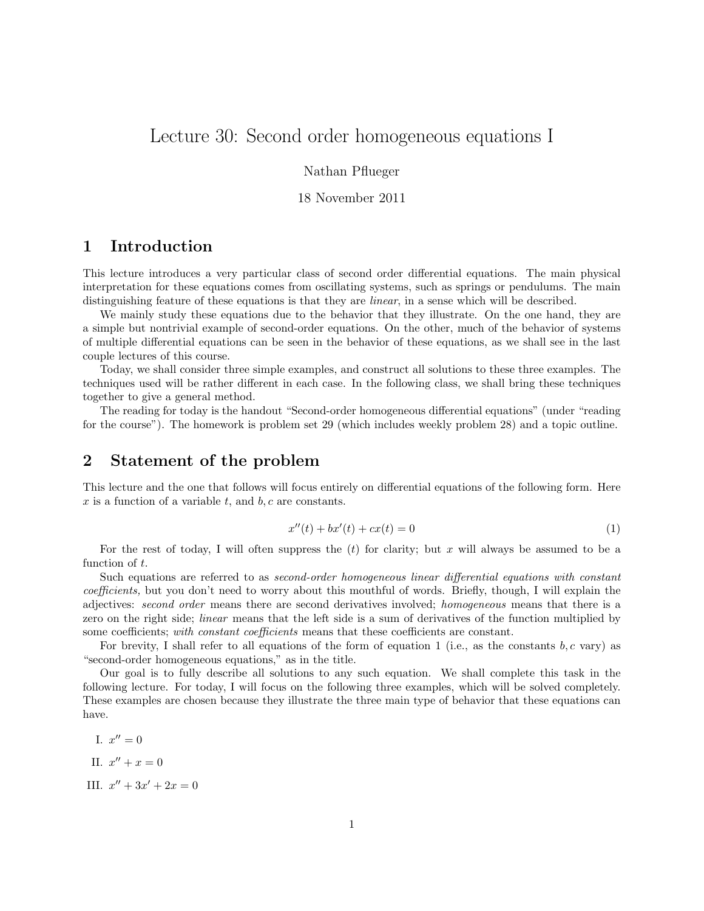# Lecture 30: Second order homogeneous equations I

Nathan Pflueger

18 November 2011

## 1 Introduction

This lecture introduces a very particular class of second order differential equations. The main physical interpretation for these equations comes from oscillating systems, such as springs or pendulums. The main distinguishing feature of these equations is that they are *linear*, in a sense which will be described.

We mainly study these equations due to the behavior that they illustrate. On the one hand, they are a simple but nontrivial example of second-order equations. On the other, much of the behavior of systems of multiple differential equations can be seen in the behavior of these equations, as we shall see in the last couple lectures of this course.

Today, we shall consider three simple examples, and construct all solutions to these three examples. The techniques used will be rather different in each case. In the following class, we shall bring these techniques together to give a general method.

The reading for today is the handout "Second-order homogeneous differential equations" (under "reading for the course"). The homework is problem set 29 (which includes weekly problem 28) and a topic outline.

## 2 Statement of the problem

This lecture and the one that follows will focus entirely on differential equations of the following form. Here $x$ is a function of a variable $t$, and $b, c$ are constants.

$$x''(t) + bx'(t) + cx(t) = 0 \tag{1}$$

For the rest of today, I will often suppress the $(t)$ for clarity; but $x$ will always be assumed to be a function of $t$.

Such equations are referred to as *second-order homogeneous linear differential equations with constant coefficients,* but you don't need to worry about this mouthful of words. Briefly, though, I will explain the adjectives: *second order* means there are second derivatives involved; *homogeneous* means that there is a zero on the right side; *linear* means that the left side is a sum of derivatives of the function multiplied by some coefficients; *with constant coefficients* means that these coefficients are constant.

For brevity, I shall refer to all equations of the form of equation 1 (i.e., as the constants $b, c$ vary) as "second-order homogeneous equations," as in the title.

Our goal is to fully describe all solutions to any such equation. We shall complete this task in the following lecture. For today, I will focus on the following three examples, which will be solved completely. These examples are chosen because they illustrate the three main type of behavior that these equations can have.

I. $x'' = 0$

II. $x'' + x = 0$

III. $x'' + 3x' + 2x = 0$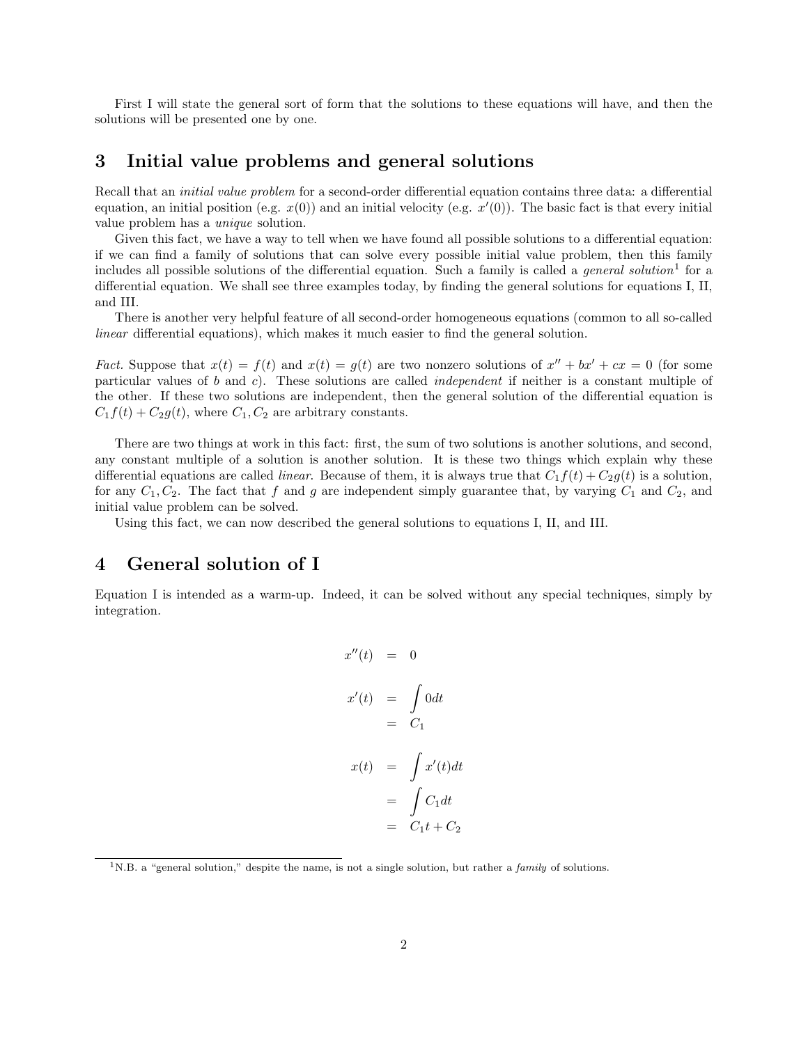First I will state the general sort of form that the solutions to these equations will have, and then the solutions will be presented one by one.

## 3 Initial value problems and general solutions

Recall that an *initial value problem* for a second-order differential equation contains three data: a differential equation, an initial position (e.g. $x(0)$) and an initial velocity (e.g. $x'(0)$). The basic fact is that every initial value problem has a *unique* solution.

Given this fact, we have a way to tell when we have found all possible solutions to a differential equation: if we can find a family of solutions that can solve every possible initial value problem, then this family includes all possible solutions of the differential equation. Such a family is called a *general solution*[1] for a differential equation. We shall see three examples today, by finding the general solutions for equations I, II, and III.

There is another very helpful feature of all second-order homogeneous equations (common to all so-called *linear* differential equations), which makes it much easier to find the general solution.

*Fact.* Suppose that $x(t) = f(t)$ and $x(t) = g(t)$ are two nonzero solutions of $x'' + bx' + cx = 0$ (for some particular values of $b$ and $c$). These solutions are called *independent* if neither is a constant multiple of the other. If these two solutions are independent, then the general solution of the differential equation is $C_1 f(t) + C_2 g(t)$, where $C_1, C_2$ are arbitrary constants.

There are two things at work in this fact: first, the sum of two solutions is another solutions, and second, any constant multiple of a solution is another solution. It is these two things which explain why these differential equations are called *linear*. Because of them, it is always true that $C_1 f(t) + C_2 g(t)$ is a solution, for any $C_1, C_2$. The fact that $f$ and $g$ are independent simply guarantee that, by varying $C_1$ and $C_2$, and initial value problem can be solved.

Using this fact, we can now described the general solutions to equations I, II, and III.

## 4 General solution of I

Equation I is intended as a warm-up. Indeed, it can be solved without any special techniques, simply by integration.

$$
\begin{aligned}
x''(t) &= 0 \\
x'(t) &= \int 0 dt \\
&= C_1 \\
x(t) &= \int x'(t) dt \\
&= \int C_1 dt \\
&= C_1 t + C_2
\end{aligned}
$$

[1] N.B. a "general solution," despite the name, is not a single solution, but rather a *family* of solutions.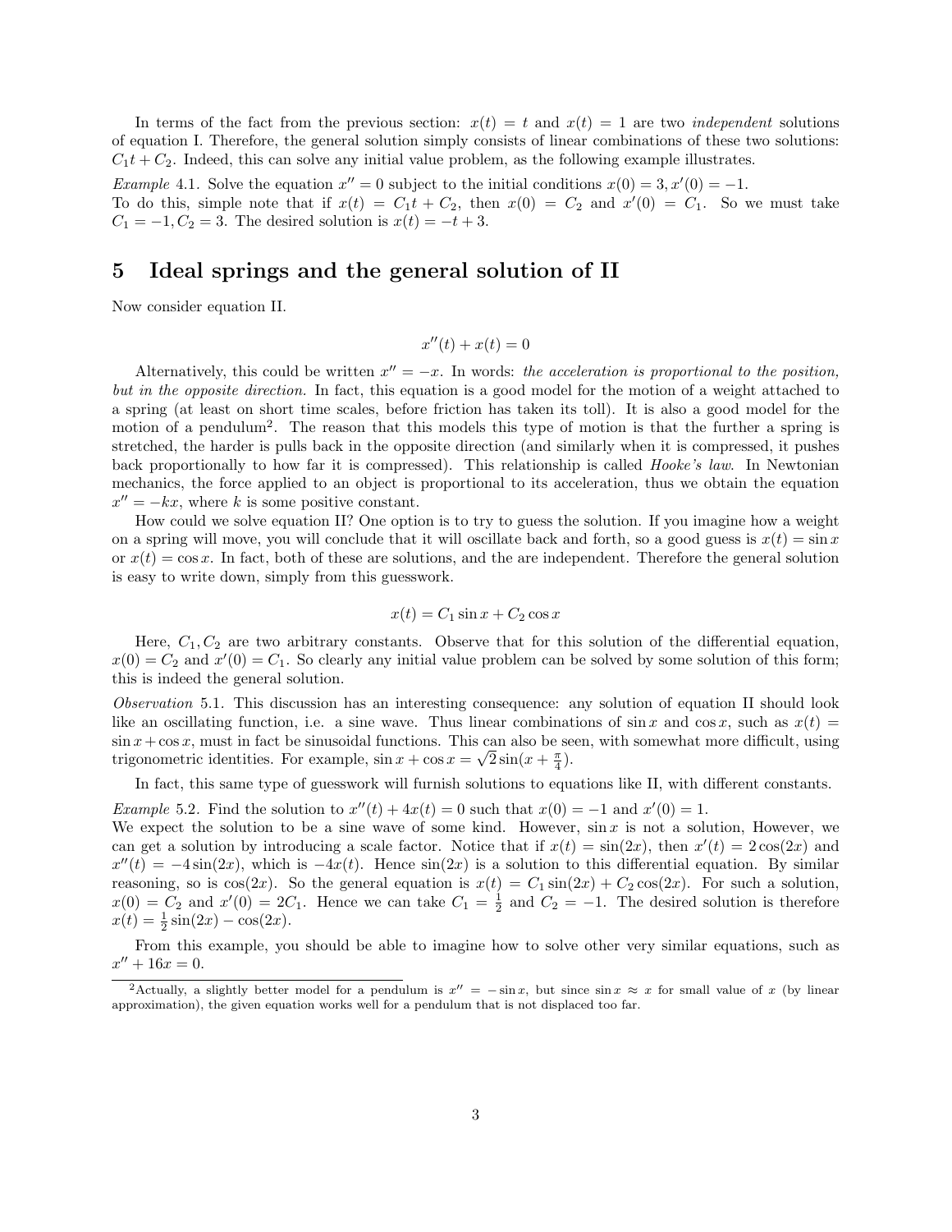In terms of the fact from the previous section: $x(t) = t$ and $x(t) = 1$ are two *independent* solutions of equation I. Therefore, the general solution simply consists of linear combinations of these two solutions: $C_1 t + C_2$. Indeed, this can solve any initial value problem, as the following example illustrates.

*Example* 4.1. Solve the equation $x'' = 0$ subject to the initial conditions $x(0) = 3, x'(0) = -1$.
To do this, simple note that if $x(t) = C_1 t + C_2$, then $x(0) = C_2$ and $x'(0) = C_1$. So we must take $C_1 = -1, C_2 = 3$. The desired solution is $x(t) = -t + 3$.

# 5 Ideal springs and the general solution of II

Now consider equation II.

$$x''(t) + x(t) = 0$$

Alternatively, this could be written $x'' = -x$. In words: *the acceleration is proportional to the position, but in the opposite direction.* In fact, this equation is a good model for the motion of a weight attached to a spring (at least on short time scales, before friction has taken its toll). It is also a good model for the motion of a pendulum[2]. The reason that this models this type of motion is that the further a spring is stretched, the harder is pulls back in the opposite direction (and similarly when it is compressed, it pushes back proportionally to how far it is compressed). This relationship is called *Hooke's law*. In Newtonian mechanics, the force applied to an object is proportional to its acceleration, thus we obtain the equation $x'' = -kx$, where $k$ is some positive constant.

How could we solve equation II? One option is to try to guess the solution. If you imagine how a weight on a spring will move, you will conclude that it will oscillate back and forth, so a good guess is $x(t) = \sin x$ or $x(t) = \cos x$. In fact, both of these are solutions, and the are independent. Therefore the general solution is easy to write down, simply from this guesswork.

$$x(t) = C_1 \sin x + C_2 \cos x$$

Here, $C_1, C_2$ are two arbitrary constants. Observe that for this solution of the differential equation, $x(0) = C_2$ and $x'(0) = C_1$. So clearly any initial value problem can be solved by some solution of this form; this is indeed the general solution.

*Observation* 5.1. This discussion has an interesting consequence: any solution of equation II should look like an oscillating function, i.e. a sine wave. Thus linear combinations of $\sin x$ and $\cos x$, such as $x(t) = \sin x + \cos x$, must in fact be sinusoidal functions. This can also be seen, with somewhat more difficult, using trigonometric identities. For example, $\sin x + \cos x = \sqrt{2} \sin(x + \frac{\pi}{4})$.

In fact, this same type of guesswork will furnish solutions to equations like II, with different constants.

*Example* 5.2. Find the solution to $x''(t) + 4x(t) = 0$ such that $x(0) = -1$ and $x'(0) = 1$.
We expect the solution to be a sine wave of some kind. However, $\sin x$ is not a solution, However, we can get a solution by introducing a scale factor. Notice that if $x(t) = \sin(2x)$, then $x'(t) = 2\cos(2x)$ and $x''(t) = -4\sin(2x)$, which is $-4x(t)$. Hence $\sin(2x)$ is a solution to this differential equation. By similar reasoning, so is $\cos(2x)$. So the general equation is $x(t) = C_1 \sin(2x) + C_2 \cos(2x)$. For such a solution, $x(0) = C_2$ and $x'(0) = 2C_1$. Hence we can take $C_1 = \frac{1}{2}$ and $C_2 = -1$. The desired solution is therefore $x(t) = \frac{1}{2}\sin(2x) - \cos(2x)$.

From this example, you should be able to imagine how to solve other very similar equations, such as $x'' + 16x = 0$.

[2]Actually, a slightly better model for a pendulum is $x'' = -\sin x$, but since $\sin x \approx x$ for small value of $x$ (by linear approximation), the given equation works well for a pendulum that is not displaced too far.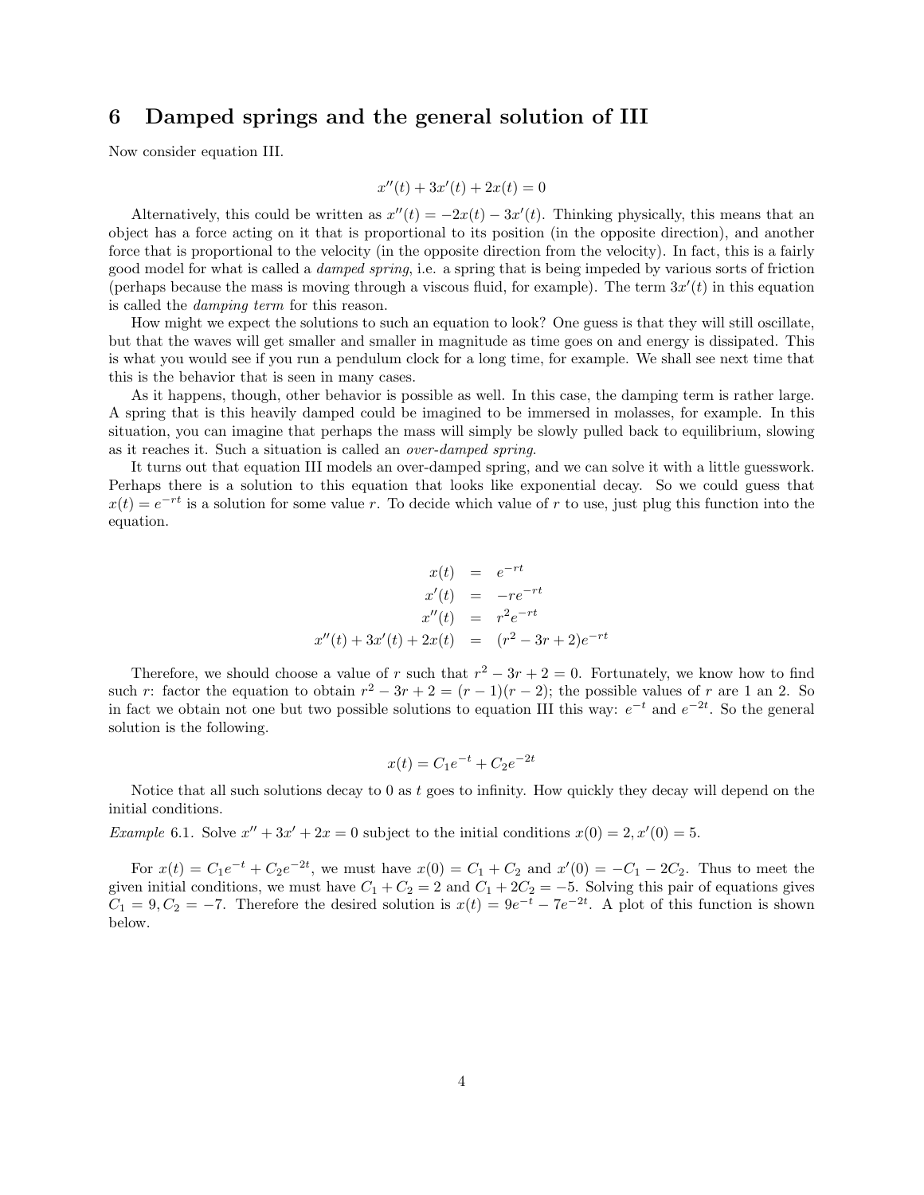## 6 Damped springs and the general solution of III

Now consider equation III.

$$x''(t) + 3x'(t) + 2x(t) = 0$$

Alternatively, this could be written as $x''(t) = -2x(t) - 3x'(t)$. Thinking physically, this means that an object has a force acting on it that is proportional to its position (in the opposite direction), and another force that is proportional to the velocity (in the opposite direction from the velocity). In fact, this is a fairly good model for what is called a *damped spring*, i.e. a spring that is being impeded by various sorts of friction (perhaps because the mass is moving through a viscous fluid, for example). The term $3x'(t)$ in this equation is called the *damping term* for this reason.

How might we expect the solutions to such an equation to look? One guess is that they will still oscillate, but that the waves will get smaller and smaller in magnitude as time goes on and energy is dissipated. This is what you would see if you run a pendulum clock for a long time, for example. We shall see next time that this is the behavior that is seen in many cases.

As it happens, though, other behavior is possible as well. In this case, the damping term is rather large. A spring that is this heavily damped could be imagined to be immersed in molasses, for example. In this situation, you can imagine that perhaps the mass will simply be slowly pulled back to equilibrium, slowing as it reaches it. Such a situation is called an *over-damped spring*.

It turns out that equation III models an over-damped spring, and we can solve it with a little guesswork. Perhaps there is a solution to this equation that looks like exponential decay. So we could guess that $x(t) = e^{-rt}$ is a solution for some value $r$. To decide which value of $r$ to use, just plug this function into the equation.

$$\begin{aligned}
x(t) &= e^{-rt} \\
x'(t) &= -re^{-rt} \\
x''(t) &= r^2e^{-rt} \\
x''(t) + 3x'(t) + 2x(t) &= (r^2 - 3r + 2)e^{-rt}
\end{aligned}$$

Therefore, we should choose a value of $r$ such that $r^2 - 3r + 2 = 0$. Fortunately, we know how to find such $r$: factor the equation to obtain $r^2 - 3r + 2 = (r - 1)(r - 2)$; the possible values of $r$ are 1 an 2. So in fact we obtain not one but two possible solutions to equation III this way: $e^{-t}$ and $e^{-2t}$. So the general solution is the following.

$$x(t) = C_1e^{-t} + C_2e^{-2t}$$

Notice that all such solutions decay to 0 as $t$ goes to infinity. How quickly they decay will depend on the initial conditions.

*Example* 6.1. Solve $x'' + 3x' + 2x = 0$ subject to the initial conditions $x(0) = 2, x'(0) = 5$.

For $x(t) = C_1e^{-t} + C_2e^{-2t}$, we must have $x(0) = C_1 + C_2$ and $x'(0) = -C_1 - 2C_2$. Thus to meet the given initial conditions, we must have $C_1 + C_2 = 2$ and $C_1 + 2C_2 = -5$. Solving this pair of equations gives $C_1 = 9, C_2 = -7$. Therefore the desired solution is $x(t) = 9e^{-t} - 7e^{-2t}$. A plot of this function is shown below.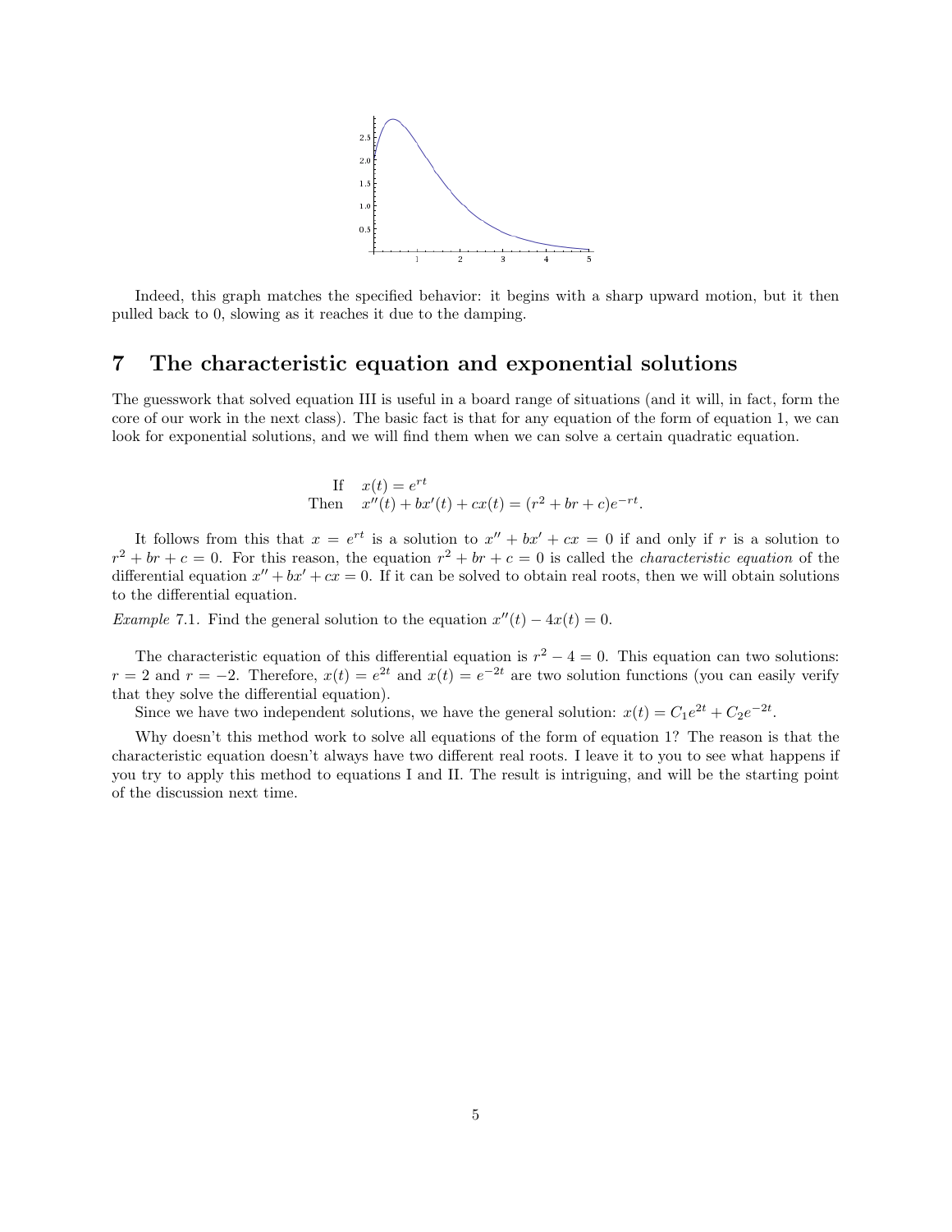2.5
2.0
1.5
1.0
0.5
1 2 3 4 5

Indeed, this graph matches the specified behavior: it begins with a sharp upward motion, but it then pulled back to 0, slowing as it reaches it due to the damping.

## 7 The characteristic equation and exponential solutions

The guesswork that solved equation III is useful in a board range of situations (and it will, in fact, form the core of our work in the next class). The basic fact is that for any equation of the form of equation 1, we can look for exponential solutions, and we will find them when we can solve a certain quadratic equation.

$$\begin{array}{rl} \text{If} & x(t) = e^{rt} \\ \text{Then} & x''(t) + bx'(t) + cx(t) = (r^2 + br + c)e^{-rt}. \end{array}$$

It follows from this that $x = e^{rt}$ is a solution to $x'' + bx' + cx = 0$ if and only if $r$ is a solution to $r^2 + br + c = 0$. For this reason, the equation $r^2 + br + c = 0$ is called the *characteristic equation* of the differential equation $x'' + bx' + cx = 0$. If it can be solved to obtain real roots, then we will obtain solutions to the differential equation.

*Example* 7.1. Find the general solution to the equation $x''(t) - 4x(t) = 0$.

The characteristic equation of this differential equation is $r^2 - 4 = 0$. This equation can two solutions: $r = 2$ and $r = -2$. Therefore, $x(t) = e^{2t}$ and $x(t) = e^{-2t}$ are two solution functions (you can easily verify that they solve the differential equation).

Since we have two independent solutions, we have the general solution: $x(t) = C_1e^{2t} + C_2e^{-2t}$.

Why doesn't this method work to solve all equations of the form of equation 1? The reason is that the characteristic equation doesn't always have two different real roots. I leave it to you to see what happens if you try to apply this method to equations I and II. The result is intriguing, and will be the starting point of the discussion next time.